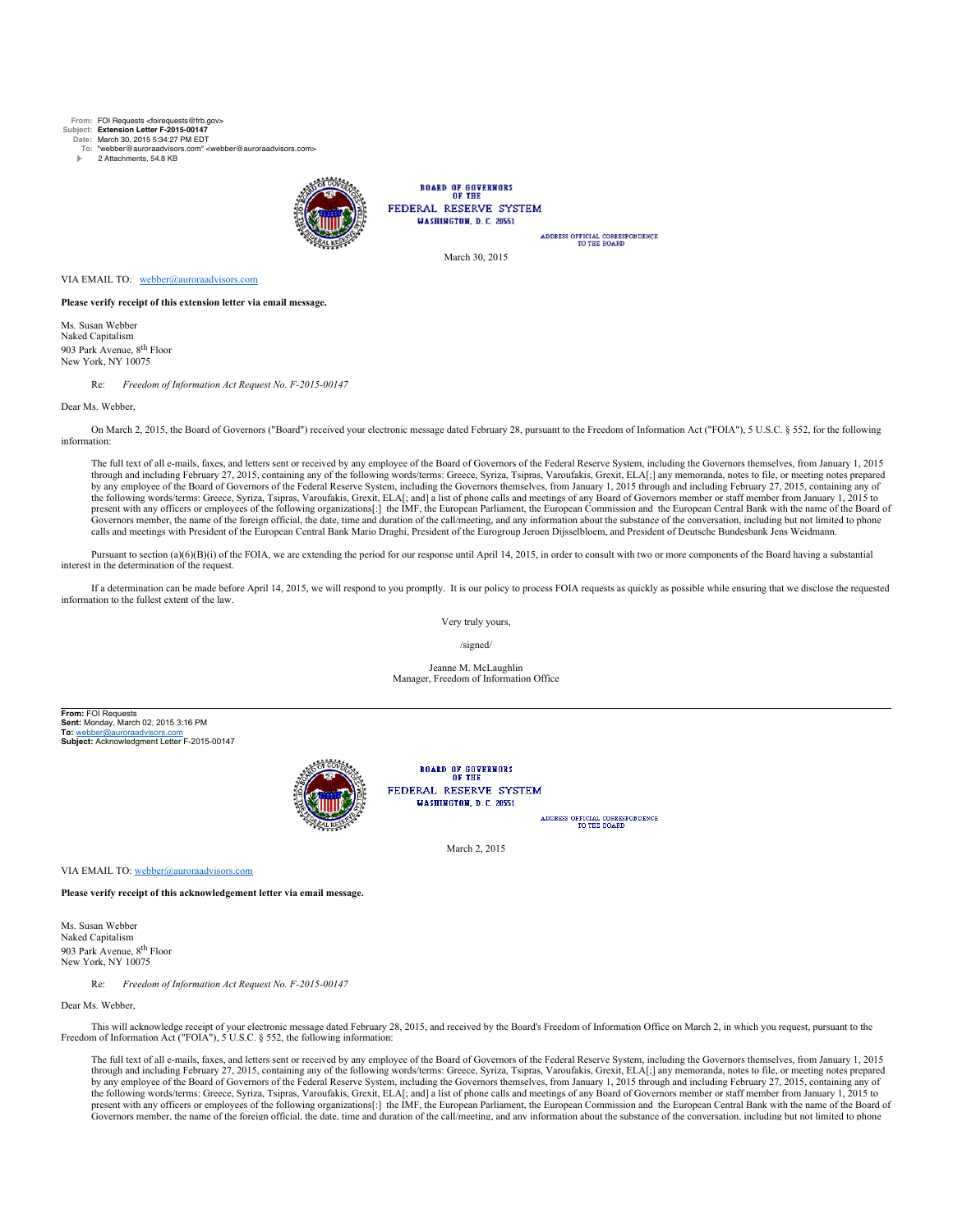**From:** FOI Requests <foirequests@frb.gov>
**Subject:** **Extension Letter F-2015-00147**
**Date:** March 30, 2015 5:34:27 PM EDT
**To:** "webber@auroraadvisors.com" <webber@auroraadvisors.com>
2 Attachments, 54.8 KB

BOARD OF GOVERNORS
OF THE
FEDERAL RESERVE SYSTEM
WASHINGTON, D. C. 20551

ADDRESS OFFICIAL CORRESPONDENCE
TO THE BOARD

March 30, 2015

VIA EMAIL TO: webber@auroraadvisors.com

**Please verify receipt of this extension letter via email message.**

Ms. Susan Webber
Naked Capitalism
903 Park Avenue, 8th Floor
New York, NY 10075

Re: *Freedom of Information Act Request No. F-2015-00147*

Dear Ms. Webber,

On March 2, 2015, the Board of Governors ("Board") received your electronic message dated February 28, pursuant to the Freedom of Information Act ("FOIA"), 5 U.S.C. § 552, for the following information:

The full text of all e-mails, faxes, and letters sent or received by any employee of the Board of Governors of the Federal Reserve System, including the Governors themselves, from January 1, 2015 through and including February 27, 2015, containing any of the following words/terms: Greece, Syriza, Tsipras, Varoufakis, Grexit, ELA[;] any memoranda, notes to file, or meeting notes prepared by any employee of the Board of Governors of the Federal Reserve System, including the Governors themselves, from January 1, 2015 through and including February 27, 2015, containing any of the following words/terms: Greece, Syriza, Tsipras, Varoufakis, Grexit, ELA[; and] a list of phone calls and meetings of any Board of Governors member or staff member from January 1, 2015 to present with any officers or employees of the following organizations[:] the IMF, the European Parliament, the European Commission and the European Central Bank with the name of the Board of Governors member, the name of the foreign official, the date, time and duration of the call/meeting, and any information about the substance of the conversation, including but not limited to phone calls and meetings with President of the European Central Bank Mario Draghi, President of the Eurogroup Jeroen Dijsselbloem, and President of Deutsche Bundesbank Jens Weidmann.

Pursuant to section (a)(6)(B)(i) of the FOIA, we are extending the period for our response until April 14, 2015, in order to consult with two or more components of the Board having a substantial interest in the determination of the request.

If a determination can be made before April 14, 2015, we will respond to you promptly. It is our policy to process FOIA requests as quickly as possible while ensuring that we disclose the requested information to the fullest extent of the law.

Very truly yours,

/signed/

Jeanne M. McLaughlin
Manager, Freedom of Information Office

---

**From:** FOI Requests
**Sent:** Monday, March 02, 2015 3:16 PM
**To:** webber@auroraadvisors.com
**Subject:** Acknowledgment Letter F-2015-00147

BOARD OF GOVERNORS
OF THE
FEDERAL RESERVE SYSTEM
WASHINGTON, D. C. 20551

ADDRESS OFFICIAL CORRESPONDENCE
TO THE BOARD

March 2, 2015

VIA EMAIL TO: webber@auroraadvisors.com

**Please verify receipt of this acknowledgement letter via email message.**

Ms. Susan Webber
Naked Capitalism
903 Park Avenue, 8th Floor
New York, NY 10075

Re: *Freedom of Information Act Request No. F-2015-00147*

Dear Ms. Webber,

This will acknowledge receipt of your electronic message dated February 28, 2015, and received by the Board's Freedom of Information Office on March 2, in which you request, pursuant to the Freedom of Information Act ("FOIA"), 5 U.S.C. § 552, the following information:

The full text of all e-mails, faxes, and letters sent or received by any employee of the Board of Governors of the Federal Reserve System, including the Governors themselves, from January 1, 2015 through and including February 27, 2015, containing any of the following words/terms: Greece, Syriza, Tsipras, Varoufakis, Grexit, ELA[;] any memoranda, notes to file, or meeting notes prepared by any employee of the Board of Governors of the Federal Reserve System, including the Governors themselves, from January 1, 2015 through and including February 27, 2015, containing any of the following words/terms: Greece, Syriza, Tsipras, Varoufakis, Grexit, ELA[; and] a list of phone calls and meetings of any Board of Governors member or staff member from January 1, 2015 to present with any officers or employees of the following organizations[:] the IMF, the European Parliament, the European Commission and the European Central Bank with the name of the Board of Governors member, the name of the foreign official, the date, time and duration of the call/meeting, and any information about the substance of the conversation, including but not limited to phone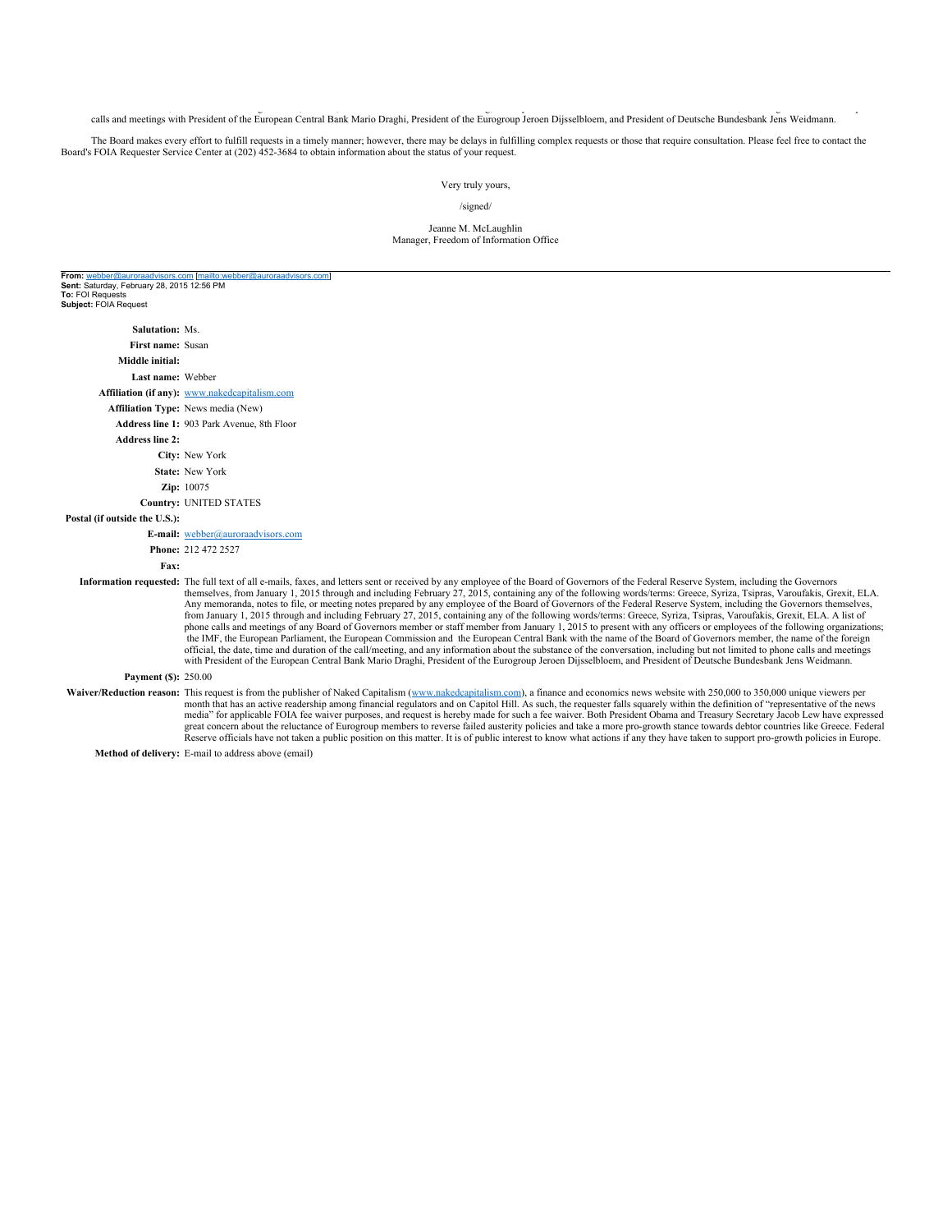calls and meetings with President of the European Central Bank Mario Draghi, President of the Eurogroup Jeroen Dijsselbloem, and President of Deutsche Bundesbank Jens Weidmann.

The Board makes every effort to fulfill requests in a timely manner; however, there may be delays in fulfilling complex requests or those that require consultation. Please feel free to contact the Board's FOIA Requester Service Center at (202) 452-3684 to obtain information about the status of your request.

Very truly yours,

/signed/

Jeanne M. McLaughlin
Manager, Freedom of Information Office

---

**From:** webber@auroraadvisors.com [mailto:webber@auroraadvisors.com]
**Sent:** Saturday, February 28, 2015 12:56 PM
**To:** FOI Requests
**Subject:** FOIA Request

**Salutation:** Ms.

**First name:** Susan

**Middle initial:**

**Last name:** Webber

**Affiliation (if any):** www.nakedcapitalism.com

**Affiliation Type:** News media (New)

**Address line 1:** 903 Park Avenue, 8th Floor

**Address line 2:**

**City:** New York

**State:** New York

**Zip:** 10075

**Country:** UNITED STATES

**Postal (if outside the U.S.):**

**E-mail:** webber@auroraadvisors.com

**Phone:** 212 472 2527

**Fax:**

**Information requested:** The full text of all e-mails, faxes, and letters sent or received by any employee of the Board of Governors of the Federal Reserve System, including the Governors themselves, from January 1, 2015 through and including February 27, 2015, containing any of the following words/terms: Greece, Syriza, Tsipras, Varoufakis, Grexit, ELA. Any memoranda, notes to file, or meeting notes prepared by any employee of the Board of Governors of the Federal Reserve System, including the Governors themselves, from January 1, 2015 through and including February 27, 2015, containing any of the following words/terms: Greece, Syriza, Tsipras, Varoufakis, Grexit, ELA. A list of phone calls and meetings of any Board of Governors member or staff member from January 1, 2015 to present with any officers or employees of the following organizations; the IMF, the European Parliament, the European Commission and the European Central Bank with the name of the Board of Governors member, the name of the foreign official, the date, time and duration of the call/meeting, and any information about the substance of the conversation, including but not limited to phone calls and meetings with President of the European Central Bank Mario Draghi, President of the Eurogroup Jeroen Dijsselbloem, and President of Deutsche Bundesbank Jens Weidmann.

**Payment ($):** 250.00

**Waiver/Reduction reason:** This request is from the publisher of Naked Capitalism (www.nakedcapitalism.com), a finance and economics news website with 250,000 to 350,000 unique viewers per month that has an active readership among financial regulators and on Capitol Hill. As such, the requester falls squarely within the definition of "representative of the news media" for applicable FOIA fee waiver purposes, and request is hereby made for such a fee waiver. Both President Obama and Treasury Secretary Jacob Lew have expressed great concern about the reluctance of Eurogroup members to reverse failed austerity policies and take a more pro-growth stance towards debtor countries like Greece. Federal Reserve officials have not taken a public position on this matter. It is of public interest to know what actions if any they have taken to support pro-growth policies in Europe.

**Method of delivery:** E-mail to address above (email)